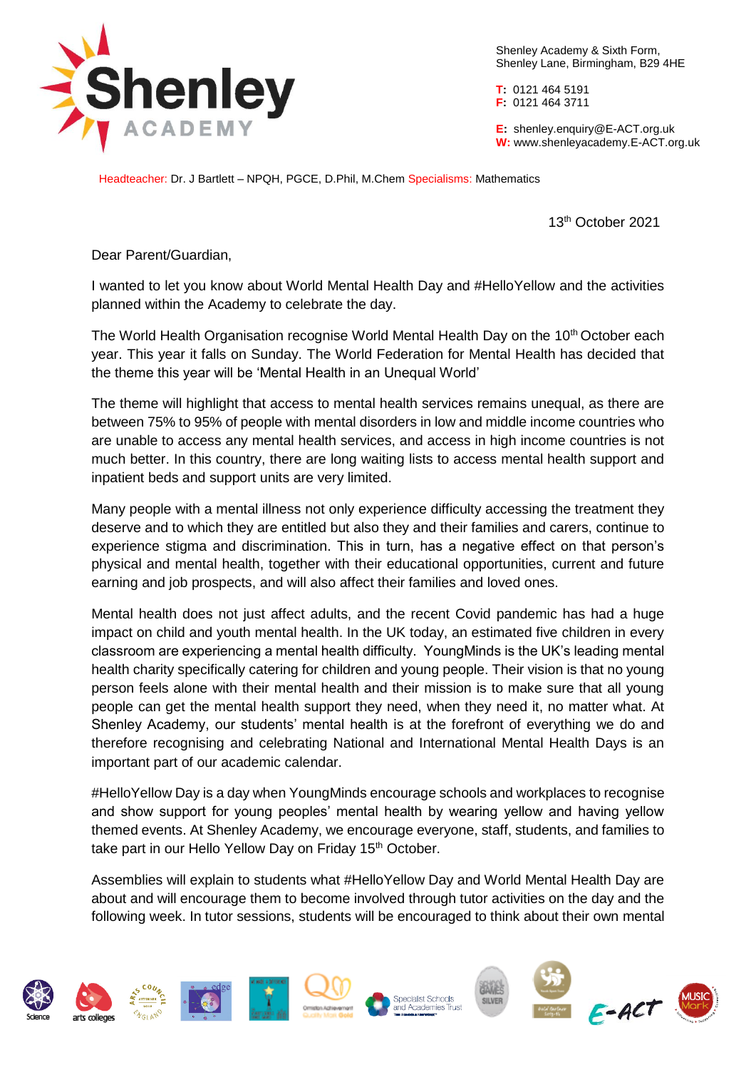Shenley Academy & Sixth Form,
Shenley Lane, Birmingham, B29 4HE

**T:** 0121 464 5191
**F:** 0121 464 3711

**E:** shenley.enquiry@E-ACT.org.uk
**W:** www.shenleyacademy.E-ACT.org.uk

Headteacher: Dr. J Bartlett – NPQH, PGCE, D.Phil, M.Chem Specialisms: Mathematics

13th October 2021

Dear Parent/Guardian,

I wanted to let you know about World Mental Health Day and #HelloYellow and the activities planned within the Academy to celebrate the day.

The World Health Organisation recognise World Mental Health Day on the 10th October each year. This year it falls on Sunday. The World Federation for Mental Health has decided that the theme this year will be 'Mental Health in an Unequal World'

The theme will highlight that access to mental health services remains unequal, as there are between 75% to 95% of people with mental disorders in low and middle income countries who are unable to access any mental health services, and access in high income countries is not much better. In this country, there are long waiting lists to access mental health support and inpatient beds and support units are very limited.

Many people with a mental illness not only experience difficulty accessing the treatment they deserve and to which they are entitled but also they and their families and carers, continue to experience stigma and discrimination. This in turn, has a negative effect on that person's physical and mental health, together with their educational opportunities, current and future earning and job prospects, and will also affect their families and loved ones.

Mental health does not just affect adults, and the recent Covid pandemic has had a huge impact on child and youth mental health. In the UK today, an estimated five children in every classroom are experiencing a mental health difficulty. YoungMinds is the UK's leading mental health charity specifically catering for children and young people. Their vision is that no young person feels alone with their mental health and their mission is to make sure that all young people can get the mental health support they need, when they need it, no matter what. At Shenley Academy, our students' mental health is at the forefront of everything we do and therefore recognising and celebrating National and International Mental Health Days is an important part of our academic calendar.

#HelloYellow Day is a day when YoungMinds encourage schools and workplaces to recognise and show support for young peoples' mental health by wearing yellow and having yellow themed events. At Shenley Academy, we encourage everyone, staff, students, and families to take part in our Hello Yellow Day on Friday 15th October.

Assemblies will explain to students what #HelloYellow Day and World Mental Health Day are about and will encourage them to become involved through tutor activities on the day and the following week. In tutor sessions, students will be encouraged to think about their own mental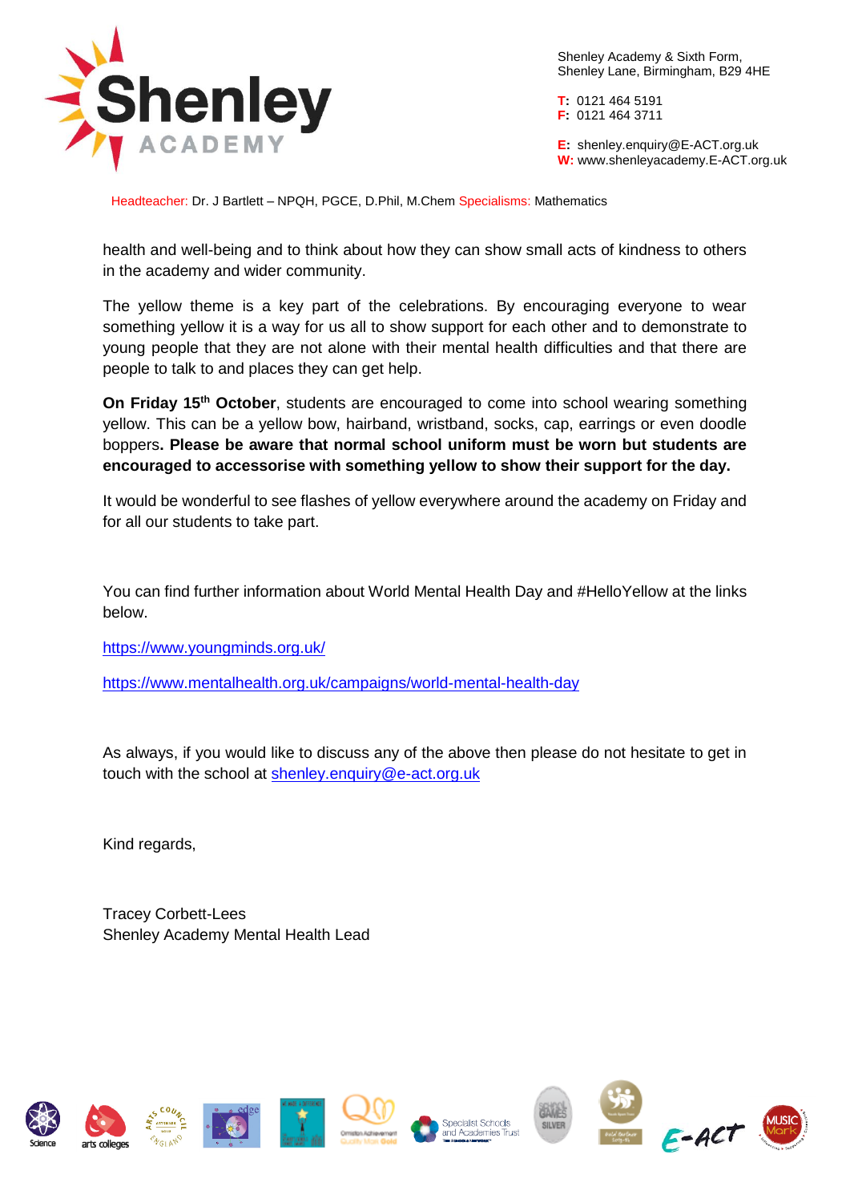health and well-being and to think about how they can show small acts of kindness to others in the academy and wider community.

The yellow theme is a key part of the celebrations. By encouraging everyone to wear something yellow it is a way for us all to show support for each other and to demonstrate to young people that they are not alone with their mental health difficulties and that there are people to talk to and places they can get help.

**On Friday 15th October**, students are encouraged to come into school wearing something yellow. This can be a yellow bow, hairband, wristband, socks, cap, earrings or even doodle boppers**. Please be aware that normal school uniform must be worn but students are encouraged to accessorise with something yellow to show their support for the day.**

It would be wonderful to see flashes of yellow everywhere around the academy on Friday and for all our students to take part.

You can find further information about World Mental Health Day and #HelloYellow at the links below.

https://www.youngminds.org.uk/

https://www.mentalhealth.org.uk/campaigns/world-mental-health-day

As always, if you would like to discuss any of the above then please do not hesitate to get in touch with the school at shenley.enquiry@e-act.org.uk

Kind regards,

Tracey Corbett-Lees
Shenley Academy Mental Health Lead